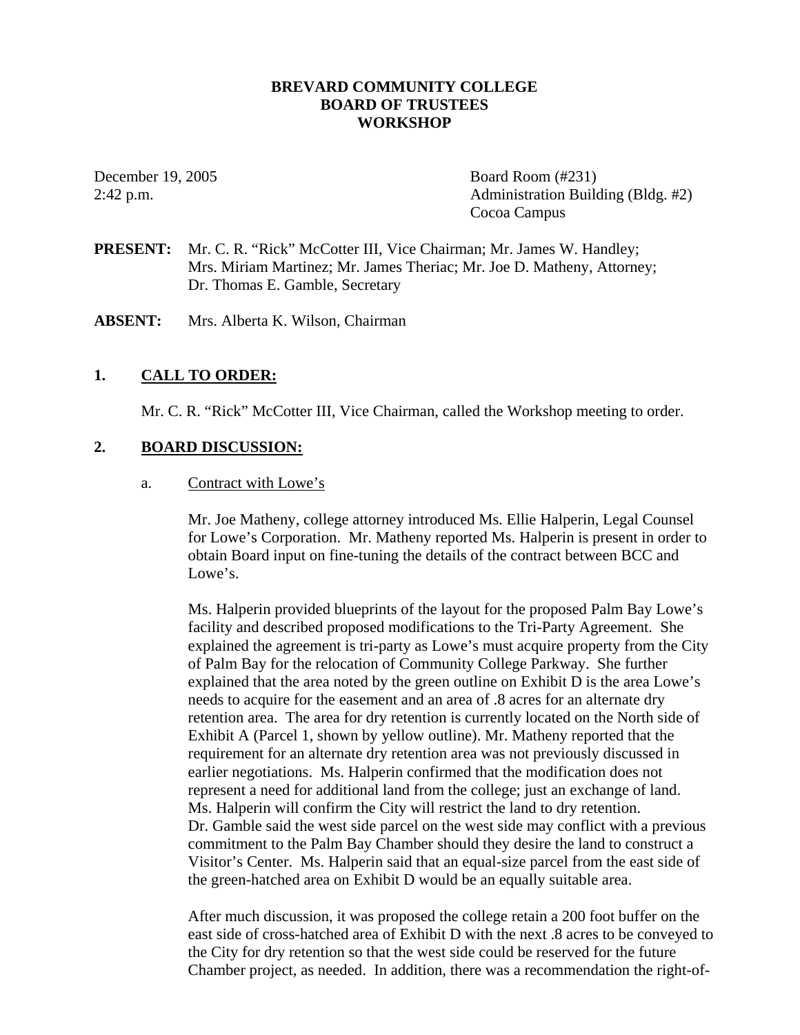# BREVARD COMMUNITY COLLEGE
# BOARD OF TRUSTEES
# WORKSHOP

December 19, 2005
2:42 p.m.

Board Room (#231)
Administration Building (Bldg. #2)
Cocoa Campus

**PRESENT:** Mr. C. R. "Rick" McCotter III, Vice Chairman; Mr. James W. Handley; Mrs. Miriam Martinez; Mr. James Theriac; Mr. Joe D. Matheny, Attorney; Dr. Thomas E. Gamble, Secretary

**ABSENT:** Mrs. Alberta K. Wilson, Chairman

## 1. CALL TO ORDER:

Mr. C. R. "Rick" McCotter III, Vice Chairman, called the Workshop meeting to order.

## 2. BOARD DISCUSSION:

a. Contract with Lowe's

Mr. Joe Matheny, college attorney introduced Ms. Ellie Halperin, Legal Counsel for Lowe's Corporation. Mr. Matheny reported Ms. Halperin is present in order to obtain Board input on fine-tuning the details of the contract between BCC and Lowe's.

Ms. Halperin provided blueprints of the layout for the proposed Palm Bay Lowe's facility and described proposed modifications to the Tri-Party Agreement. She explained the agreement is tri-party as Lowe's must acquire property from the City of Palm Bay for the relocation of Community College Parkway. She further explained that the area noted by the green outline on Exhibit D is the area Lowe's needs to acquire for the easement and an area of .8 acres for an alternate dry retention area. The area for dry retention is currently located on the North side of Exhibit A (Parcel 1, shown by yellow outline). Mr. Matheny reported that the requirement for an alternate dry retention area was not previously discussed in earlier negotiations. Ms. Halperin confirmed that the modification does not represent a need for additional land from the college; just an exchange of land. Ms. Halperin will confirm the City will restrict the land to dry retention. Dr. Gamble said the west side parcel on the west side may conflict with a previous commitment to the Palm Bay Chamber should they desire the land to construct a Visitor's Center. Ms. Halperin said that an equal-size parcel from the east side of the green-hatched area on Exhibit D would be an equally suitable area.

After much discussion, it was proposed the college retain a 200 foot buffer on the east side of cross-hatched area of Exhibit D with the next .8 acres to be conveyed to the City for dry retention so that the west side could be reserved for the future Chamber project, as needed. In addition, there was a recommendation the right-of-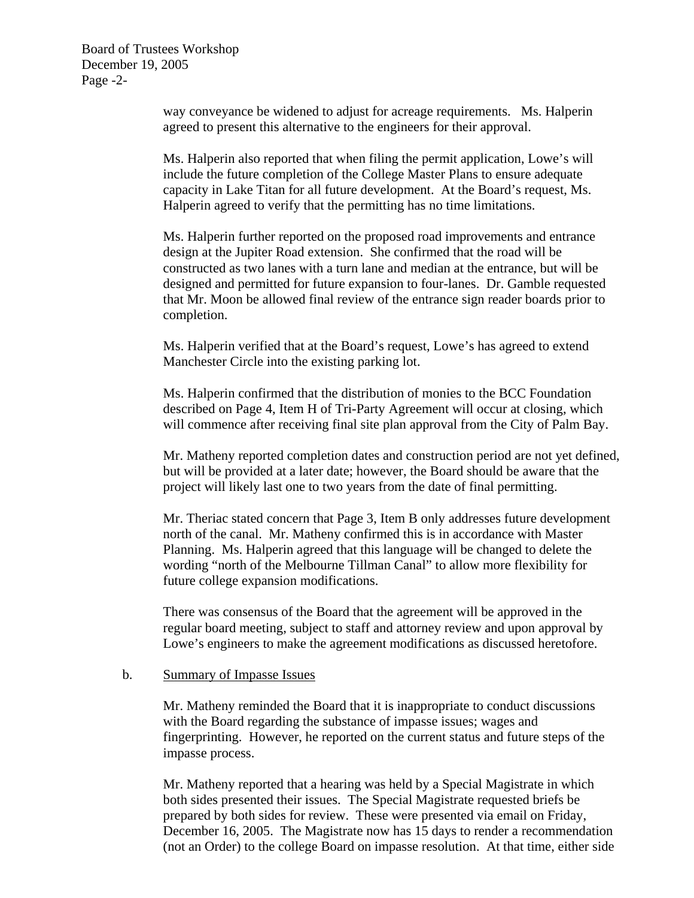way conveyance be widened to adjust for acreage requirements. Ms. Halperin agreed to present this alternative to the engineers for their approval.

Ms. Halperin also reported that when filing the permit application, Lowe's will include the future completion of the College Master Plans to ensure adequate capacity in Lake Titan for all future development. At the Board's request, Ms. Halperin agreed to verify that the permitting has no time limitations.

Ms. Halperin further reported on the proposed road improvements and entrance design at the Jupiter Road extension. She confirmed that the road will be constructed as two lanes with a turn lane and median at the entrance, but will be designed and permitted for future expansion to four-lanes. Dr. Gamble requested that Mr. Moon be allowed final review of the entrance sign reader boards prior to completion.

Ms. Halperin verified that at the Board's request, Lowe's has agreed to extend Manchester Circle into the existing parking lot.

Ms. Halperin confirmed that the distribution of monies to the BCC Foundation described on Page 4, Item H of Tri-Party Agreement will occur at closing, which will commence after receiving final site plan approval from the City of Palm Bay.

Mr. Matheny reported completion dates and construction period are not yet defined, but will be provided at a later date; however, the Board should be aware that the project will likely last one to two years from the date of final permitting.

Mr. Theriac stated concern that Page 3, Item B only addresses future development north of the canal. Mr. Matheny confirmed this is in accordance with Master Planning. Ms. Halperin agreed that this language will be changed to delete the wording "north of the Melbourne Tillman Canal" to allow more flexibility for future college expansion modifications.

There was consensus of the Board that the agreement will be approved in the regular board meeting, subject to staff and attorney review and upon approval by Lowe's engineers to make the agreement modifications as discussed heretofore.

b. Summary of Impasse Issues

Mr. Matheny reminded the Board that it is inappropriate to conduct discussions with the Board regarding the substance of impasse issues; wages and fingerprinting. However, he reported on the current status and future steps of the impasse process.

Mr. Matheny reported that a hearing was held by a Special Magistrate in which both sides presented their issues. The Special Magistrate requested briefs be prepared by both sides for review. These were presented via email on Friday, December 16, 2005. The Magistrate now has 15 days to render a recommendation (not an Order) to the college Board on impasse resolution. At that time, either side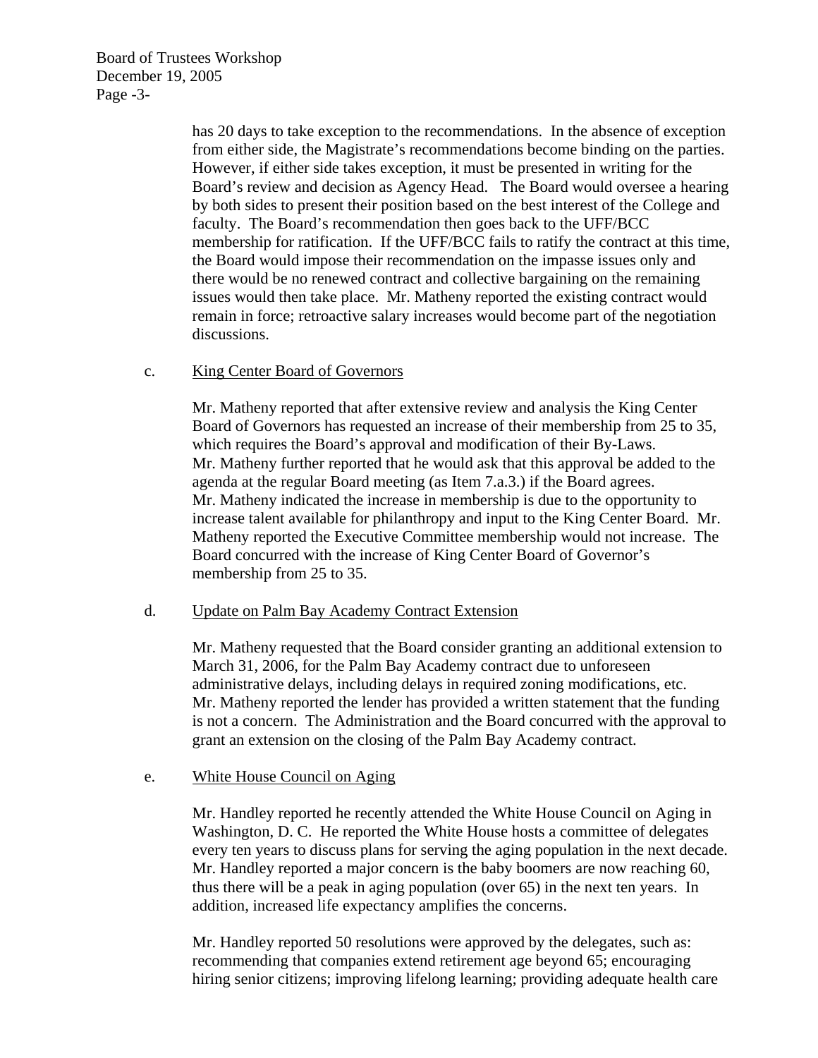has 20 days to take exception to the recommendations. In the absence of exception from either side, the Magistrate's recommendations become binding on the parties. However, if either side takes exception, it must be presented in writing for the Board's review and decision as Agency Head. The Board would oversee a hearing by both sides to present their position based on the best interest of the College and faculty. The Board's recommendation then goes back to the UFF/BCC membership for ratification. If the UFF/BCC fails to ratify the contract at this time, the Board would impose their recommendation on the impasse issues only and there would be no renewed contract and collective bargaining on the remaining issues would then take place. Mr. Matheny reported the existing contract would remain in force; retroactive salary increases would become part of the negotiation discussions.

c. King Center Board of Governors

Mr. Matheny reported that after extensive review and analysis the King Center Board of Governors has requested an increase of their membership from 25 to 35, which requires the Board's approval and modification of their By-Laws. Mr. Matheny further reported that he would ask that this approval be added to the agenda at the regular Board meeting (as Item 7.a.3.) if the Board agrees. Mr. Matheny indicated the increase in membership is due to the opportunity to increase talent available for philanthropy and input to the King Center Board. Mr. Matheny reported the Executive Committee membership would not increase. The Board concurred with the increase of King Center Board of Governor's membership from 25 to 35.

d. Update on Palm Bay Academy Contract Extension

Mr. Matheny requested that the Board consider granting an additional extension to March 31, 2006, for the Palm Bay Academy contract due to unforeseen administrative delays, including delays in required zoning modifications, etc. Mr. Matheny reported the lender has provided a written statement that the funding is not a concern. The Administration and the Board concurred with the approval to grant an extension on the closing of the Palm Bay Academy contract.

e. White House Council on Aging

Mr. Handley reported he recently attended the White House Council on Aging in Washington, D. C. He reported the White House hosts a committee of delegates every ten years to discuss plans for serving the aging population in the next decade. Mr. Handley reported a major concern is the baby boomers are now reaching 60, thus there will be a peak in aging population (over 65) in the next ten years. In addition, increased life expectancy amplifies the concerns.

Mr. Handley reported 50 resolutions were approved by the delegates, such as: recommending that companies extend retirement age beyond 65; encouraging hiring senior citizens; improving lifelong learning; providing adequate health care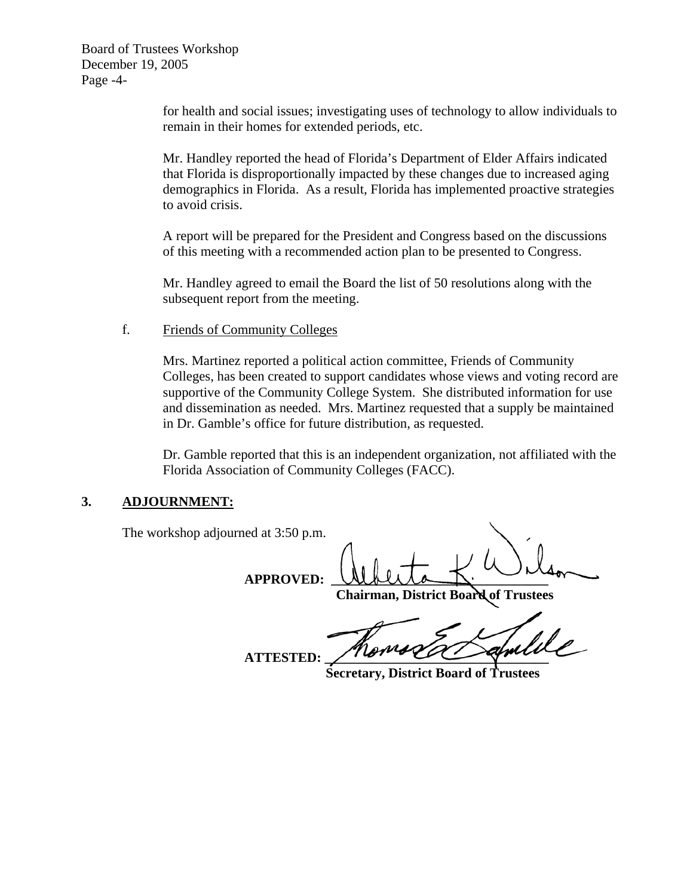for health and social issues; investigating uses of technology to allow individuals to remain in their homes for extended periods, etc.

Mr. Handley reported the head of Florida's Department of Elder Affairs indicated that Florida is disproportionally impacted by these changes due to increased aging demographics in Florida. As a result, Florida has implemented proactive strategies to avoid crisis.

A report will be prepared for the President and Congress based on the discussions of this meeting with a recommended action plan to be presented to Congress.

Mr. Handley agreed to email the Board the list of 50 resolutions along with the subsequent report from the meeting.

f. Friends of Community Colleges

Mrs. Martinez reported a political action committee, Friends of Community Colleges, has been created to support candidates whose views and voting record are supportive of the Community College System. She distributed information for use and dissemination as needed. Mrs. Martinez requested that a supply be maintained in Dr. Gamble's office for future distribution, as requested.

Dr. Gamble reported that this is an independent organization, not affiliated with the Florida Association of Community Colleges (FACC).

## 3. ADJOURNMENT:

The workshop adjourned at 3:50 p.m.

**APPROVED:** Alberta K. Wilson
**Chairman, District Board of Trustees**

**ATTESTED:** Thomas E. Gamble
**Secretary, District Board of Trustees**